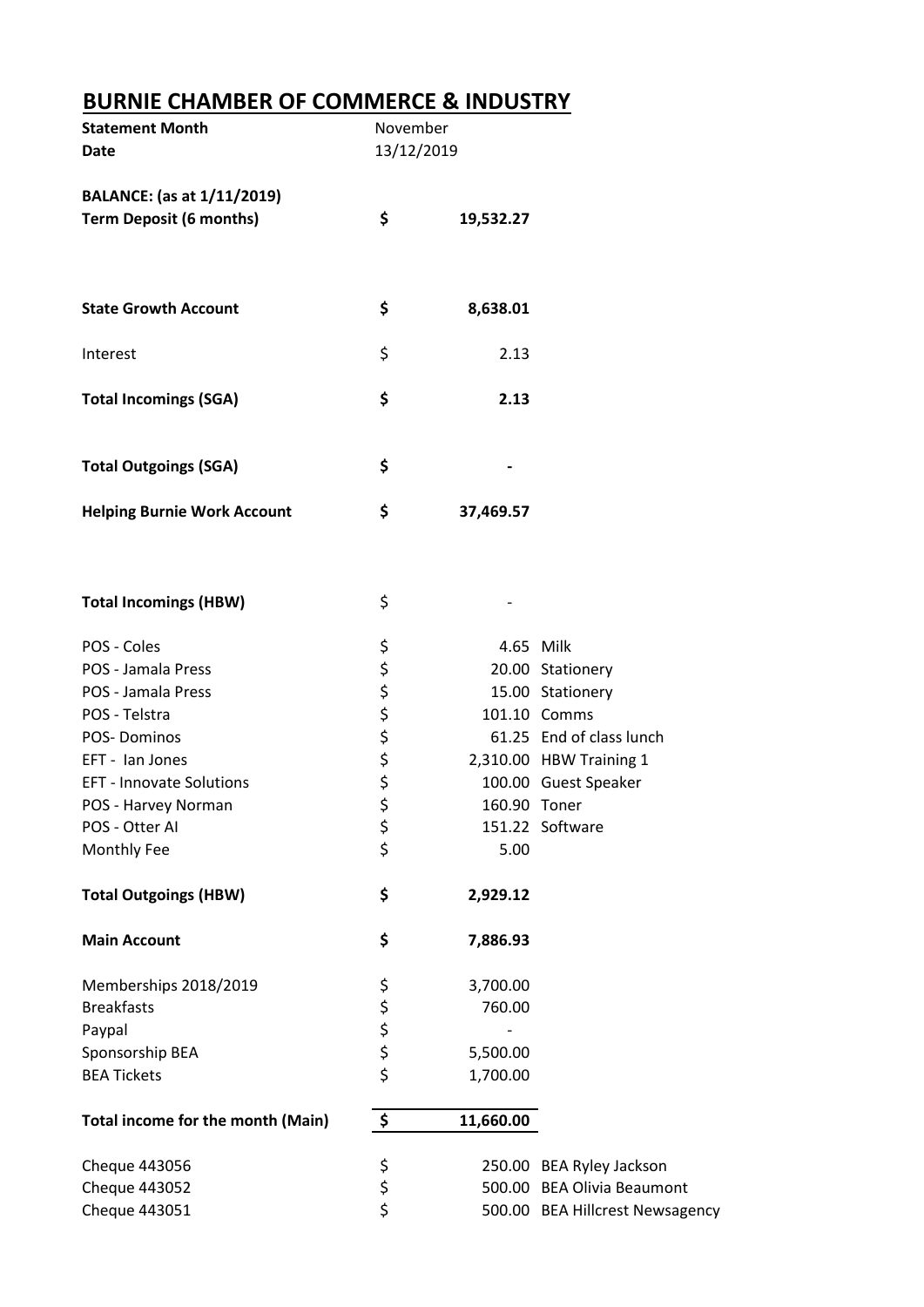# BURNIE CHAMBER OF COMMERCE & INDUSTRY

| | | | |
|---|---|---|---|
| **Statement Month** | November | | |
| **Date** | 13/12/2019 | | |
| **BALANCE: (as at 1/11/2019)** | | | |
| **Term Deposit (6 months)** | **$** | **19,532.27** | |
| **State Growth Account** | **$** | **8,638.01** | |
| Interest | $ | 2.13 | |
| **Total Incomings (SGA)** | **$** | **2.13** | |
| **Total Outgoings (SGA)** | **$** | **-** | |
| **Helping Burnie Work Account** | **$** | **37,469.57** | |
| **Total Incomings (HBW)** | $ | - | |
| POS - Coles | $ | 4.65 | Milk |
| POS - Jamala Press | $ | 20.00 | Stationery |
| POS - Jamala Press | $ | 15.00 | Stationery |
| POS - Telstra | $ | 101.10 | Comms |
| POS- Dominos | $ | 61.25 | End of class lunch |
| EFT - Ian Jones | $ | 2,310.00 | HBW Training 1 |
| EFT - Innovate Solutions | $ | 100.00 | Guest Speaker |
| POS - Harvey Norman | $ | 160.90 | Toner |
| POS - Otter AI | $ | 151.22 | Software |
| Monthly Fee | $ | 5.00 | |
| **Total Outgoings (HBW)** | **$** | **2,929.12** | |
| **Main Account** | **$** | **7,886.93** | |
| Memberships 2018/2019 | $ | 3,700.00 | |
| Breakfasts | $ | 760.00 | |
| Paypal | $ | - | |
| Sponsorship BEA | $ | 5,500.00 | |
| BEA Tickets | $ | 1,700.00 | |
| **Total income for the month (Main)** | **$** | **11,660.00** | |
| Cheque 443056 | $ | 250.00 | BEA Ryley Jackson |
| Cheque 443052 | $ | 500.00 | BEA Olivia Beaumont |
| Cheque 443051 | $ | 500.00 | BEA Hillcrest Newsagency |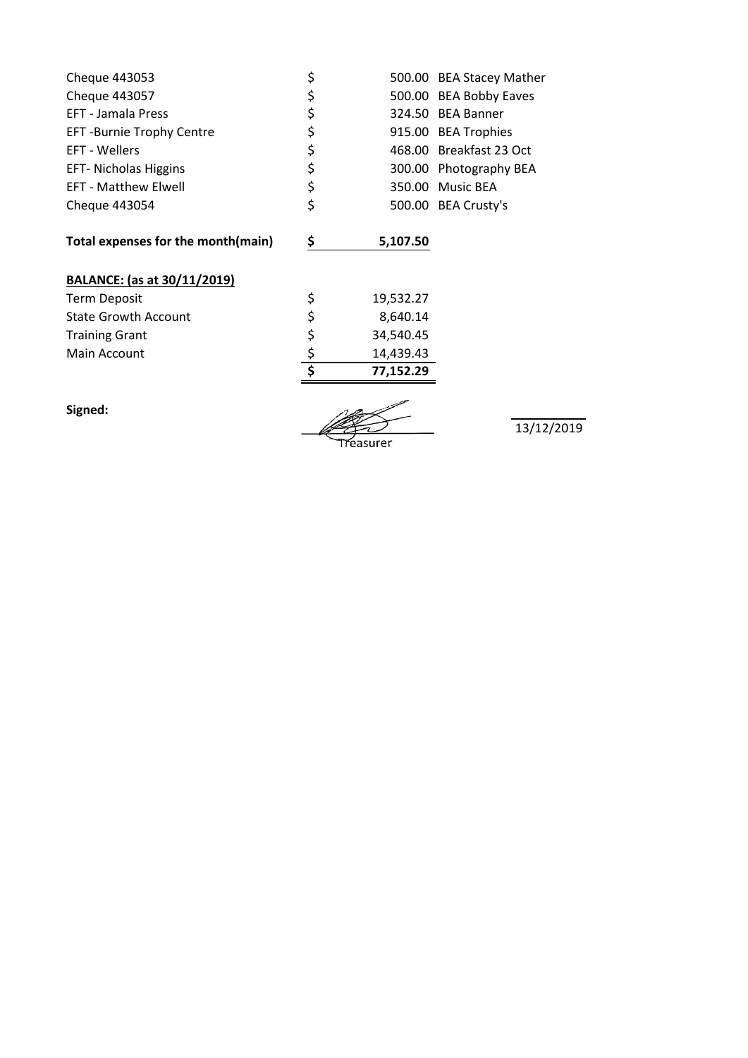| | | | |
|---|---|---|---|
| Cheque 443053 | $ | 500.00 | BEA Stacey Mather |
| Cheque 443057 | $ | 500.00 | BEA Bobby Eaves |
| EFT - Jamala Press | $ | 324.50 | BEA Banner |
| EFT -Burnie Trophy Centre | $ | 915.00 | BEA Trophies |
| EFT - Wellers | $ | 468.00 | Breakfast 23 Oct |
| EFT- Nicholas Higgins | $ | 300.00 | Photography BEA |
| EFT - Matthew Elwell | $ | 350.00 | Music BEA |
| Cheque 443054 | $ | 500.00 | BEA Crusty's |
| **Total expenses for the month(main)** | **$** | **5,107.50** | |

**BALANCE: (as at 30/11/2019)**

| | | |
|---|---|---|
| Term Deposit | $ | 19,532.27 |
| State Growth Account | $ | 8,640.14 |
| Training Grant | $ | 34,540.45 |
| Main Account | $ | 14,439.43 |
| | **$** | **77,152.29** |

**Signed:**

Treasurer

13/12/2019